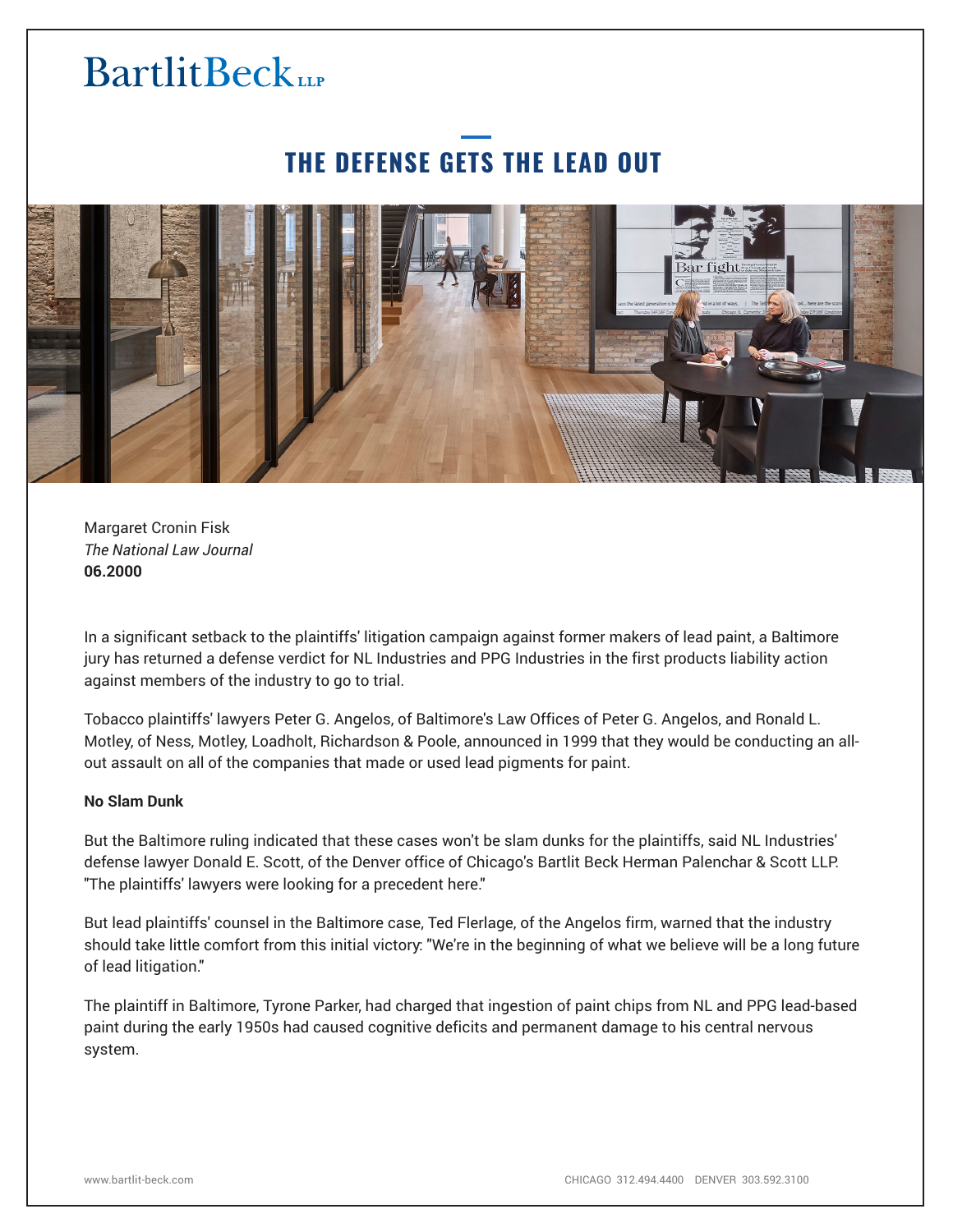BartlitBeck LLP

# THE DEFENSE GETS THE LEAD OUT

Margaret Cronin Fisk
*The National Law Journal*
**06.2000**

In a significant setback to the plaintiffs' litigation campaign against former makers of lead paint, a Baltimore jury has returned a defense verdict for NL Industries and PPG Industries in the first products liability action against members of the industry to go to trial.

Tobacco plaintiffs' lawyers Peter G. Angelos, of Baltimore's Law Offices of Peter G. Angelos, and Ronald L. Motley, of Ness, Motley, Loadholt, Richardson & Poole, announced in 1999 that they would be conducting an all-out assault on all of the companies that made or used lead pigments for paint.

**No Slam Dunk**

But the Baltimore ruling indicated that these cases won't be slam dunks for the plaintiffs, said NL Industries' defense lawyer Donald E. Scott, of the Denver office of Chicago's Bartlit Beck Herman Palenchar & Scott LLP. "The plaintiffs' lawyers were looking for a precedent here."

But lead plaintiffs' counsel in the Baltimore case, Ted Flerlage, of the Angelos firm, warned that the industry should take little comfort from this initial victory: "We're in the beginning of what we believe will be a long future of lead litigation."

The plaintiff in Baltimore, Tyrone Parker, had charged that ingestion of paint chips from NL and PPG lead-based paint during the early 1950s had caused cognitive deficits and permanent damage to his central nervous system.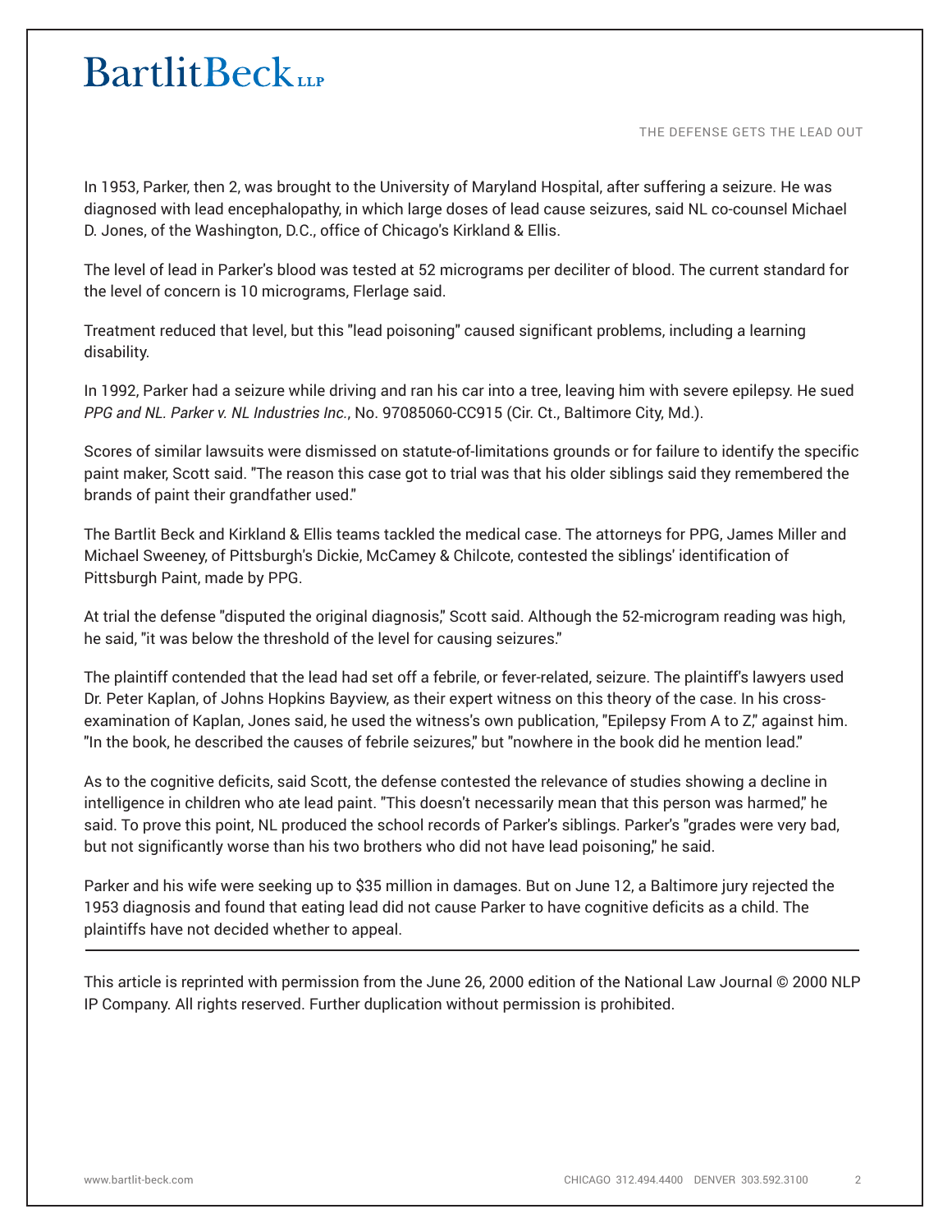In 1953, Parker, then 2, was brought to the University of Maryland Hospital, after suffering a seizure. He was diagnosed with lead encephalopathy, in which large doses of lead cause seizures, said NL co-counsel Michael D. Jones, of the Washington, D.C., office of Chicago's Kirkland & Ellis.

The level of lead in Parker's blood was tested at 52 micrograms per deciliter of blood. The current standard for the level of concern is 10 micrograms, Flerlage said.

Treatment reduced that level, but this "lead poisoning" caused significant problems, including a learning disability.

In 1992, Parker had a seizure while driving and ran his car into a tree, leaving him with severe epilepsy. He sued *PPG and NL. Parker v. NL Industries Inc.*, No. 97085060-CC915 (Cir. Ct., Baltimore City, Md.).

Scores of similar lawsuits were dismissed on statute-of-limitations grounds or for failure to identify the specific paint maker, Scott said. "The reason this case got to trial was that his older siblings said they remembered the brands of paint their grandfather used."

The Bartlit Beck and Kirkland & Ellis teams tackled the medical case. The attorneys for PPG, James Miller and Michael Sweeney, of Pittsburgh's Dickie, McCamey & Chilcote, contested the siblings' identification of Pittsburgh Paint, made by PPG.

At trial the defense "disputed the original diagnosis," Scott said. Although the 52-microgram reading was high, he said, "it was below the threshold of the level for causing seizures."

The plaintiff contended that the lead had set off a febrile, or fever-related, seizure. The plaintiff's lawyers used Dr. Peter Kaplan, of Johns Hopkins Bayview, as their expert witness on this theory of the case. In his cross-examination of Kaplan, Jones said, he used the witness's own publication, "Epilepsy From A to Z," against him. "In the book, he described the causes of febrile seizures," but "nowhere in the book did he mention lead."

As to the cognitive deficits, said Scott, the defense contested the relevance of studies showing a decline in intelligence in children who ate lead paint. "This doesn't necessarily mean that this person was harmed," he said. To prove this point, NL produced the school records of Parker's siblings. Parker's "grades were very bad, but not significantly worse than his two brothers who did not have lead poisoning," he said.

Parker and his wife were seeking up to $35 million in damages. But on June 12, a Baltimore jury rejected the 1953 diagnosis and found that eating lead did not cause Parker to have cognitive deficits as a child. The plaintiffs have not decided whether to appeal.

---

This article is reprinted with permission from the June 26, 2000 edition of the National Law Journal © 2000 NLP IP Company. All rights reserved. Further duplication without permission is prohibited.